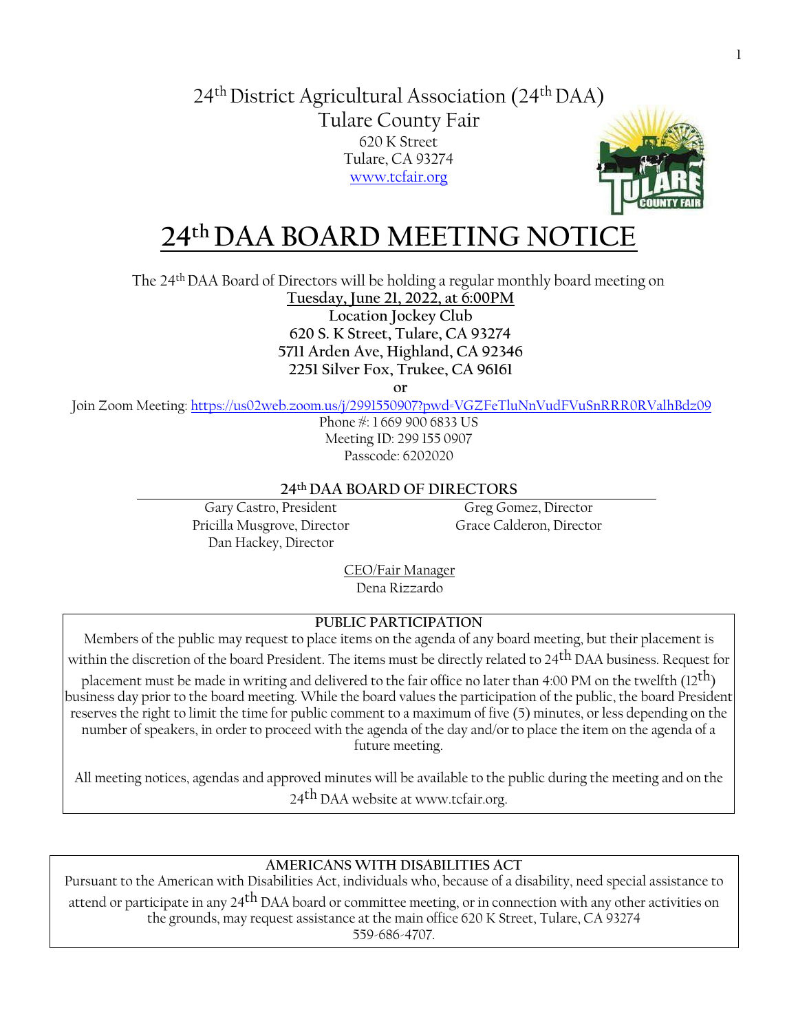24th District Agricultural Association (24th DAA)
Tulare County Fair
620 K Street
Tulare, CA 93274
www.tcfair.org

# 24th DAA BOARD MEETING NOTICE

The 24th DAA Board of Directors will be holding a regular monthly board meeting on
**Tuesday, June 21, 2022, at 6:00PM**
**Location Jockey Club**
**620 S. K Street, Tulare, CA 93274**
**5711 Arden Ave, Highland, CA 92346**
**2251 Silver Fox, Trukee, CA 96161**
**or**

Join Zoom Meeting: https://us02web.zoom.us/j/2991550907?pwd=VGZFeTluNnVudFVuSnRRR0RValhBdz09
Phone #: 1 669 900 6833 US
Meeting ID: 299 155 0907
Passcode: 6202020

## 24th DAA BOARD OF DIRECTORS

Gary Castro, President
Pricilla Musgrove, Director
Dan Hackey, Director
Greg Gomez, Director
Grace Calderon, Director

CEO/Fair Manager
Dena Rizzardo

**PUBLIC PARTICIPATION**

Members of the public may request to place items on the agenda of any board meeting, but their placement is within the discretion of the board President. The items must be directly related to 24th DAA business. Request for placement must be made in writing and delivered to the fair office no later than 4:00 PM on the twelfth (12th) business day prior to the board meeting. While the board values the participation of the public, the board President reserves the right to limit the time for public comment to a maximum of five (5) minutes, or less depending on the number of speakers, in order to proceed with the agenda of the day and/or to place the item on the agenda of a future meeting.

All meeting notices, agendas and approved minutes will be available to the public during the meeting and on the 24th DAA website at www.tcfair.org.

**AMERICANS WITH DISABILITIES ACT**

Pursuant to the American with Disabilities Act, individuals who, because of a disability, need special assistance to attend or participate in any 24th DAA board or committee meeting, or in connection with any other activities on the grounds, may request assistance at the main office 620 K Street, Tulare, CA 93274
559-686-4707.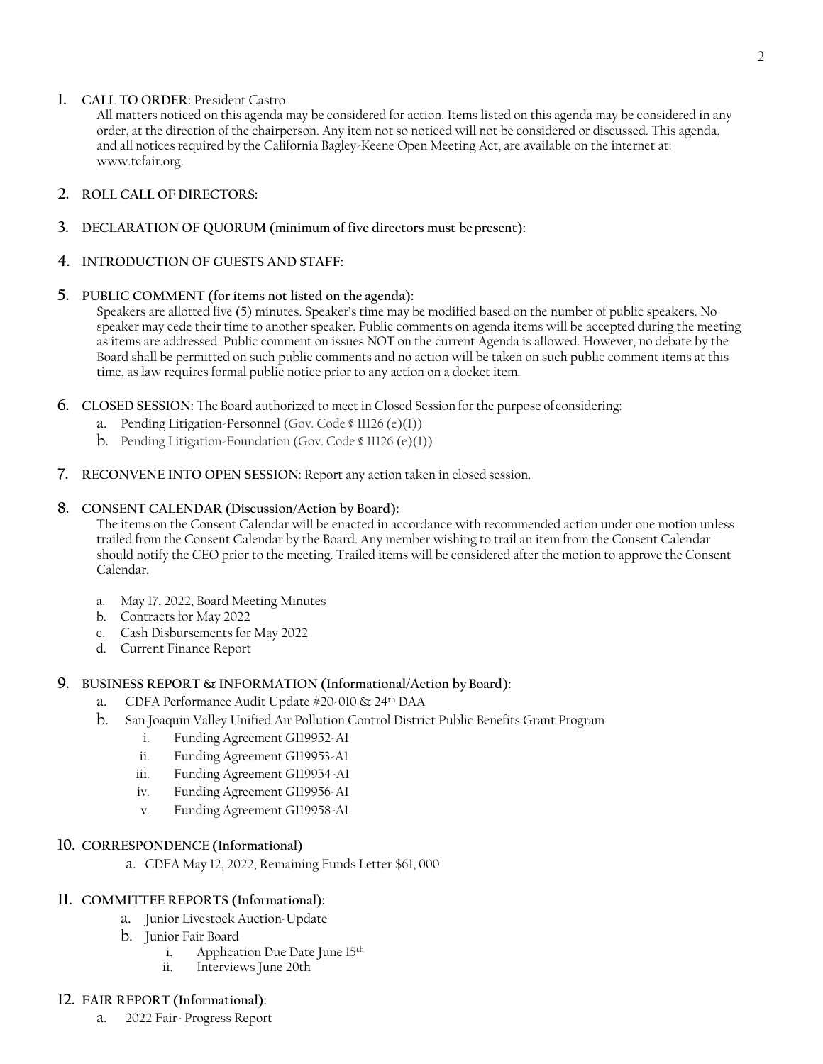1. **CALL TO ORDER:** President Castro

   All matters noticed on this agenda may be considered for action. Items listed on this agenda may be considered in any order, at the direction of the chairperson. Any item not so noticed will not be considered or discussed. This agenda, and all notices required by the California Bagley-Keene Open Meeting Act, are available on the internet at: www.tcfair.org.

2. **ROLL CALL OF DIRECTORS:**

3. **DECLARATION OF QUORUM (minimum of five directors must be present):**

4. **INTRODUCTION OF GUESTS AND STAFF:**

5. **PUBLIC COMMENT (for items not listed on the agenda):**

   Speakers are allotted five (5) minutes. Speaker's time may be modified based on the number of public speakers. No speaker may cede their time to another speaker. Public comments on agenda items will be accepted during the meeting as items are addressed. Public comment on issues NOT on the current Agenda is allowed. However, no debate by the Board shall be permitted on such public comments and no action will be taken on such public comment items at this time, as law requires formal public notice prior to any action on a docket item.

6. **CLOSED SESSION:** The Board authorized to meet in Closed Session for the purpose of considering:
   a. Pending Litigation-Personnel (Gov. Code § 11126 (e)(1))
   b. Pending Litigation-Foundation (Gov. Code § 11126 (e)(1))

7. **RECONVENE INTO OPEN SESSION**: Report any action taken in closed session.

8. **CONSENT CALENDAR (Discussion/Action by Board):**

   The items on the Consent Calendar will be enacted in accordance with recommended action under one motion unless trailed from the Consent Calendar by the Board. Any member wishing to trail an item from the Consent Calendar should notify the CEO prior to the meeting. Trailed items will be considered after the motion to approve the Consent Calendar.

   a. May 17, 2022, Board Meeting Minutes
   b. Contracts for May 2022
   c. Cash Disbursements for May 2022
   d. Current Finance Report

9. **BUSINESS REPORT & INFORMATION (Informational/Action by Board):**
   a. CDFA Performance Audit Update #20-010 & 24th DAA
   b. San Joaquin Valley Unified Air Pollution Control District Public Benefits Grant Program
      i. Funding Agreement G119952-A1
      ii. Funding Agreement G119953-A1
      iii. Funding Agreement G119954-A1
      iv. Funding Agreement G119956-A1
      v. Funding Agreement G119958-A1

10. **CORRESPONDENCE (Informational)**
    a. CDFA May 12, 2022, Remaining Funds Letter $61, 000

11. **COMMITTEE REPORTS (Informational):**
    a. Junior Livestock Auction-Update
    b. Junior Fair Board
       i. Application Due Date June 15th
       ii. Interviews June 20th

12. **FAIR REPORT (Informational):**
    a. 2022 Fair- Progress Report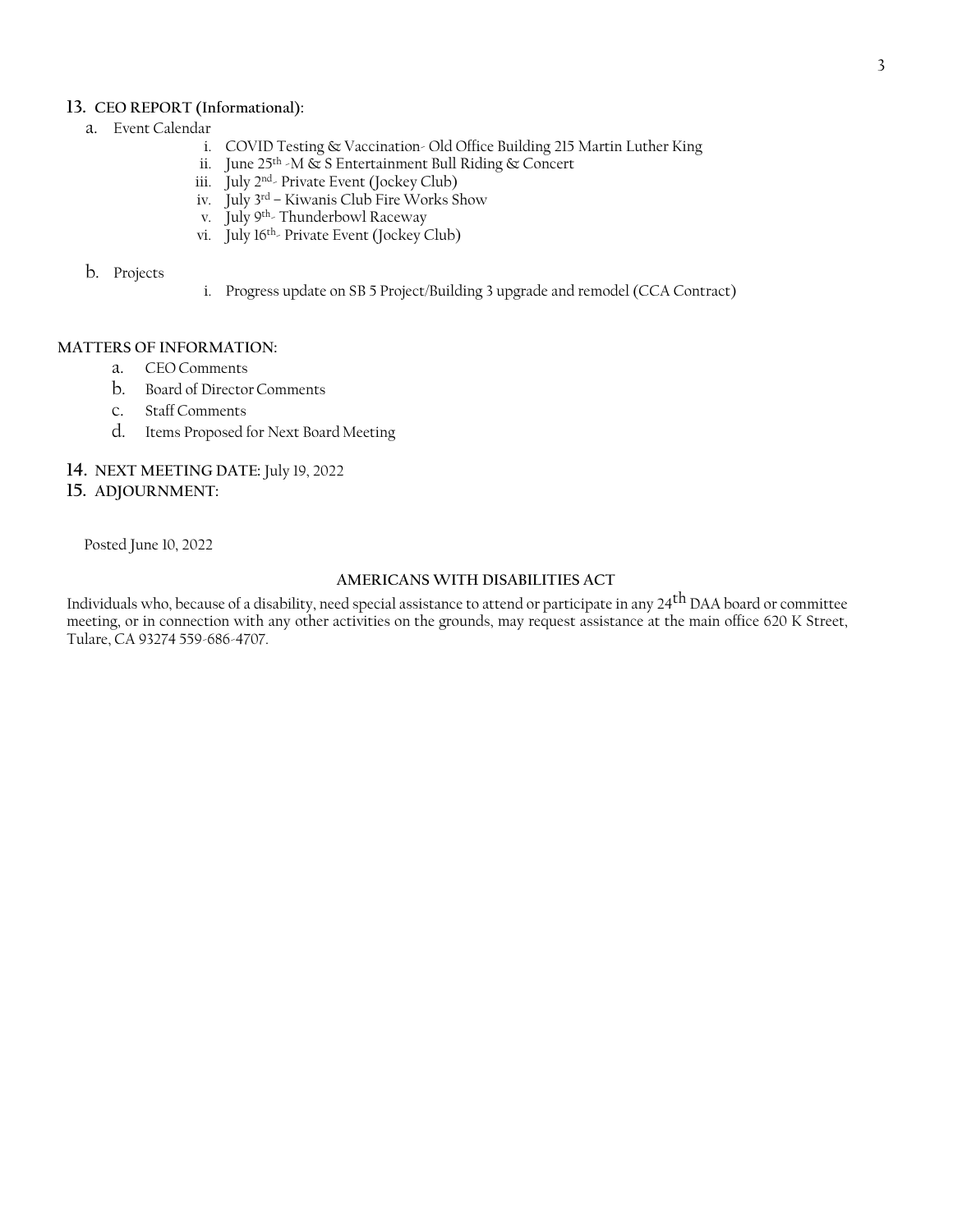**13. CEO REPORT (Informational):**

a. Event Calendar
   i. COVID Testing & Vaccination- Old Office Building 215 Martin Luther King
   ii. June 25th -M & S Entertainment Bull Riding & Concert
   iii. July 2nd- Private Event (Jockey Club)
   iv. July 3rd – Kiwanis Club Fire Works Show
   v. July 9th- Thunderbowl Raceway
   vi. July 16th- Private Event (Jockey Club)

b. Projects
   i. Progress update on SB 5 Project/Building 3 upgrade and remodel (CCA Contract)

**MATTERS OF INFORMATION:**

a. CEO Comments
b. Board of Director Comments
c. Staff Comments
d. Items Proposed for Next Board Meeting

**14. NEXT MEETING DATE:** July 19, 2022

**15. ADJOURNMENT:**

Posted June 10, 2022

**AMERICANS WITH DISABILITIES ACT**

Individuals who, because of a disability, need special assistance to attend or participate in any 24th DAA board or committee meeting, or in connection with any other activities on the grounds, may request assistance at the main office 620 K Street, Tulare, CA 93274 559-686-4707.